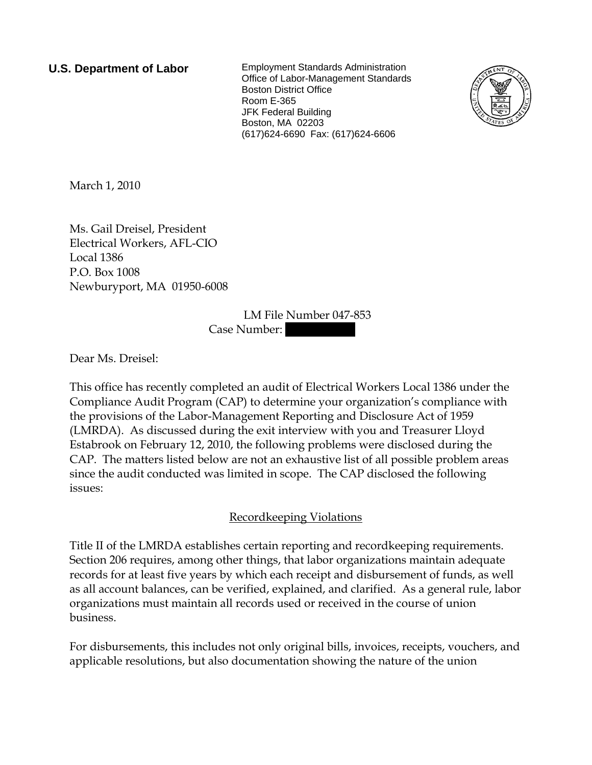**U.S. Department of Labor**

Employment Standards Administration
Office of Labor-Management Standards
Boston District Office
Room E-365
JFK Federal Building
Boston, MA 02203
(617)624-6690 Fax: (617)624-6606

March 1, 2010

Ms. Gail Dreisel, President
Electrical Workers, AFL-CIO
Local 1386
P.O. Box 1008
Newburyport, MA 01950-6008

LM File Number 047-853
Case Number: [redacted]

Dear Ms. Dreisel:

This office has recently completed an audit of Electrical Workers Local 1386 under the Compliance Audit Program (CAP) to determine your organization's compliance with the provisions of the Labor-Management Reporting and Disclosure Act of 1959 (LMRDA). As discussed during the exit interview with you and Treasurer Lloyd Estabrook on February 12, 2010, the following problems were disclosed during the CAP. The matters listed below are not an exhaustive list of all possible problem areas since the audit conducted was limited in scope. The CAP disclosed the following issues:

## Recordkeeping Violations

Title II of the LMRDA establishes certain reporting and recordkeeping requirements. Section 206 requires, among other things, that labor organizations maintain adequate records for at least five years by which each receipt and disbursement of funds, as well as all account balances, can be verified, explained, and clarified. As a general rule, labor organizations must maintain all records used or received in the course of union business.

For disbursements, this includes not only original bills, invoices, receipts, vouchers, and applicable resolutions, but also documentation showing the nature of the union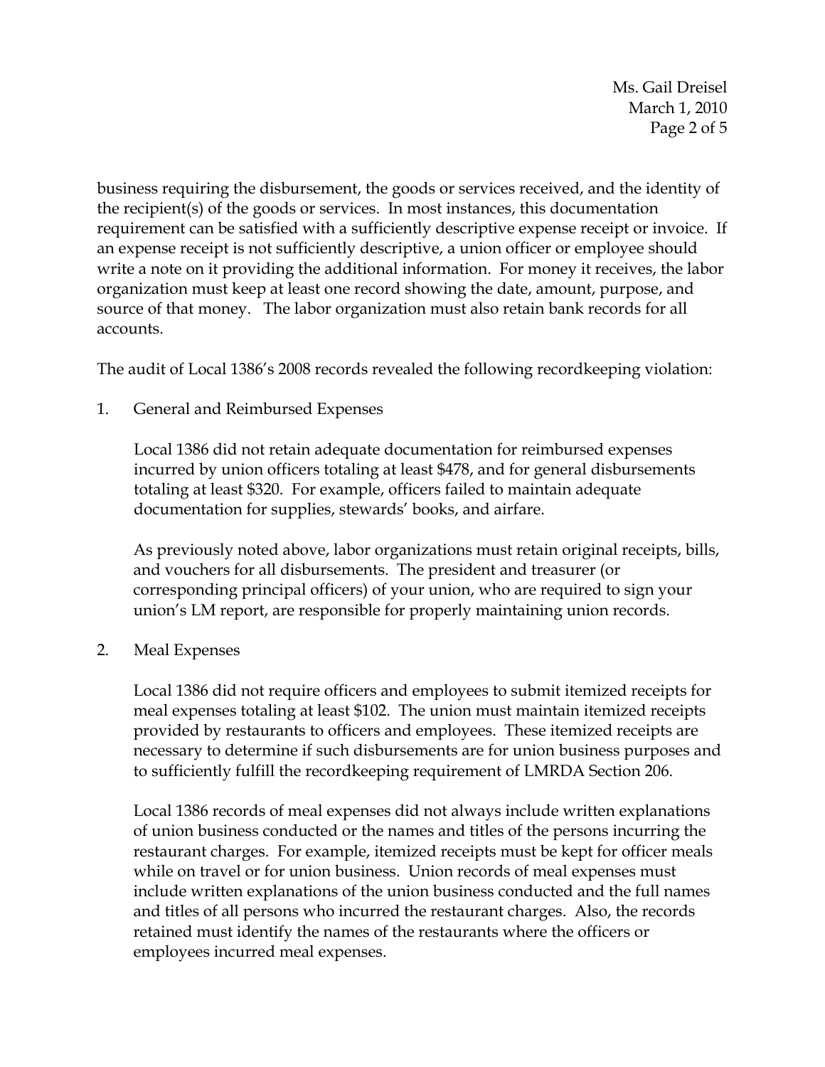business requiring the disbursement, the goods or services received, and the identity of the recipient(s) of the goods or services. In most instances, this documentation requirement can be satisfied with a sufficiently descriptive expense receipt or invoice. If an expense receipt is not sufficiently descriptive, a union officer or employee should write a note on it providing the additional information. For money it receives, the labor organization must keep at least one record showing the date, amount, purpose, and source of that money. The labor organization must also retain bank records for all accounts.

The audit of Local 1386's 2008 records revealed the following recordkeeping violation:

1. General and Reimbursed Expenses

   Local 1386 did not retain adequate documentation for reimbursed expenses incurred by union officers totaling at least $478, and for general disbursements totaling at least $320. For example, officers failed to maintain adequate documentation for supplies, stewards' books, and airfare.

   As previously noted above, labor organizations must retain original receipts, bills, and vouchers for all disbursements. The president and treasurer (or corresponding principal officers) of your union, who are required to sign your union's LM report, are responsible for properly maintaining union records.

2. Meal Expenses

   Local 1386 did not require officers and employees to submit itemized receipts for meal expenses totaling at least $102. The union must maintain itemized receipts provided by restaurants to officers and employees. These itemized receipts are necessary to determine if such disbursements are for union business purposes and to sufficiently fulfill the recordkeeping requirement of LMRDA Section 206.

   Local 1386 records of meal expenses did not always include written explanations of union business conducted or the names and titles of the persons incurring the restaurant charges. For example, itemized receipts must be kept for officer meals while on travel or for union business. Union records of meal expenses must include written explanations of the union business conducted and the full names and titles of all persons who incurred the restaurant charges. Also, the records retained must identify the names of the restaurants where the officers or employees incurred meal expenses.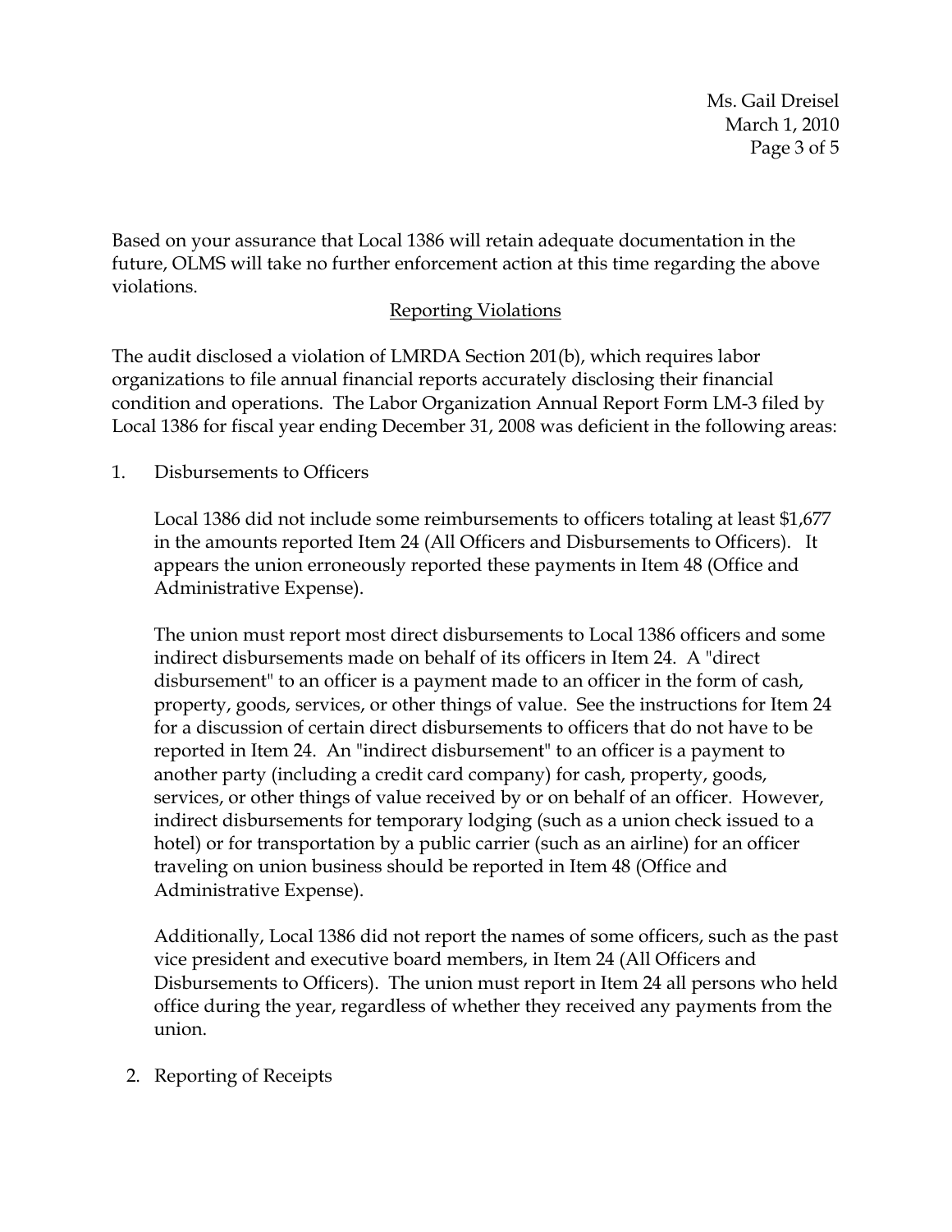Based on your assurance that Local 1386 will retain adequate documentation in the future, OLMS will take no further enforcement action at this time regarding the above violations.

## Reporting Violations

The audit disclosed a violation of LMRDA Section 201(b), which requires labor organizations to file annual financial reports accurately disclosing their financial condition and operations. The Labor Organization Annual Report Form LM-3 filed by Local 1386 for fiscal year ending December 31, 2008 was deficient in the following areas:

1. Disbursements to Officers

   Local 1386 did not include some reimbursements to officers totaling at least $1,677 in the amounts reported Item 24 (All Officers and Disbursements to Officers). It appears the union erroneously reported these payments in Item 48 (Office and Administrative Expense).

   The union must report most direct disbursements to Local 1386 officers and some indirect disbursements made on behalf of its officers in Item 24. A "direct disbursement" to an officer is a payment made to an officer in the form of cash, property, goods, services, or other things of value. See the instructions for Item 24 for a discussion of certain direct disbursements to officers that do not have to be reported in Item 24. An "indirect disbursement" to an officer is a payment to another party (including a credit card company) for cash, property, goods, services, or other things of value received by or on behalf of an officer. However, indirect disbursements for temporary lodging (such as a union check issued to a hotel) or for transportation by a public carrier (such as an airline) for an officer traveling on union business should be reported in Item 48 (Office and Administrative Expense).

   Additionally, Local 1386 did not report the names of some officers, such as the past vice president and executive board members, in Item 24 (All Officers and Disbursements to Officers). The union must report in Item 24 all persons who held office during the year, regardless of whether they received any payments from the union.

2. Reporting of Receipts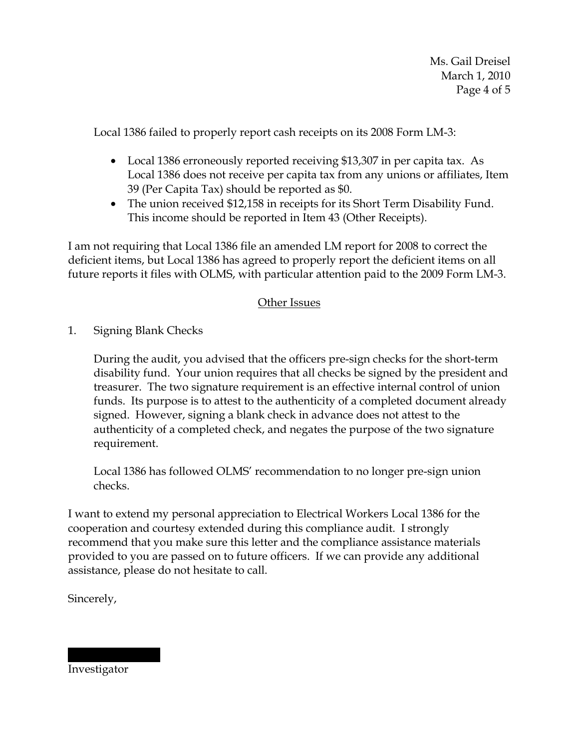Local 1386 failed to properly report cash receipts on its 2008 Form LM-3:

- Local 1386 erroneously reported receiving $13,307 in per capita tax. As Local 1386 does not receive per capita tax from any unions or affiliates, Item 39 (Per Capita Tax) should be reported as $0.
- The union received $12,158 in receipts for its Short Term Disability Fund. This income should be reported in Item 43 (Other Receipts).

I am not requiring that Local 1386 file an amended LM report for 2008 to correct the deficient items, but Local 1386 has agreed to properly report the deficient items on all future reports it files with OLMS, with particular attention paid to the 2009 Form LM-3.

## Other Issues

1. Signing Blank Checks

   During the audit, you advised that the officers pre-sign checks for the short-term disability fund. Your union requires that all checks be signed by the president and treasurer. The two signature requirement is an effective internal control of union funds. Its purpose is to attest to the authenticity of a completed document already signed. However, signing a blank check in advance does not attest to the authenticity of a completed check, and negates the purpose of the two signature requirement.

   Local 1386 has followed OLMS' recommendation to no longer pre-sign union checks.

I want to extend my personal appreciation to Electrical Workers Local 1386 for the cooperation and courtesy extended during this compliance audit. I strongly recommend that you make sure this letter and the compliance assistance materials provided to you are passed on to future officers. If we can provide any additional assistance, please do not hesitate to call.

Sincerely,

Investigator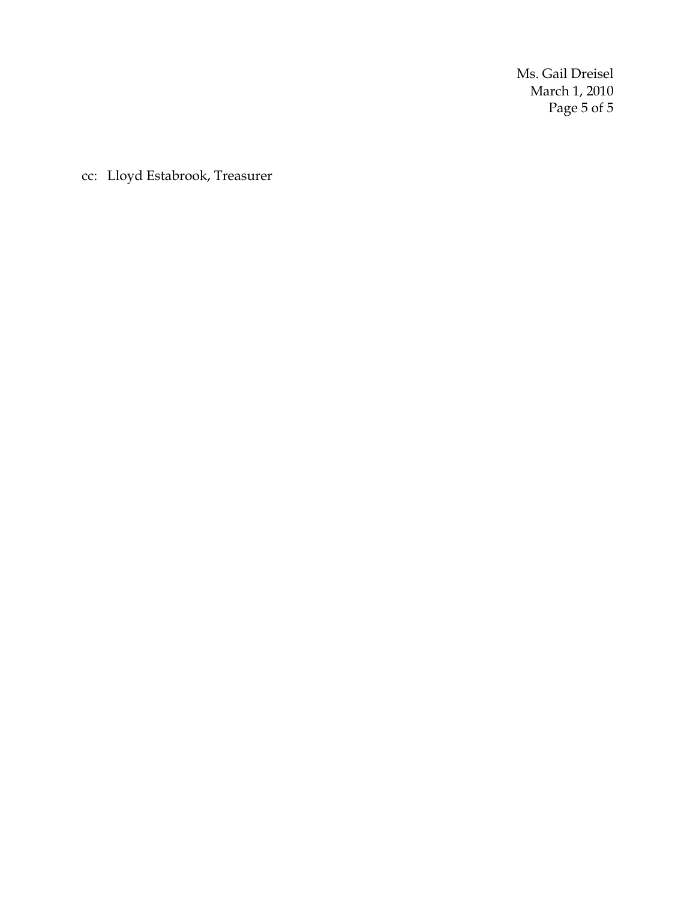cc: Lloyd Estabrook, Treasurer